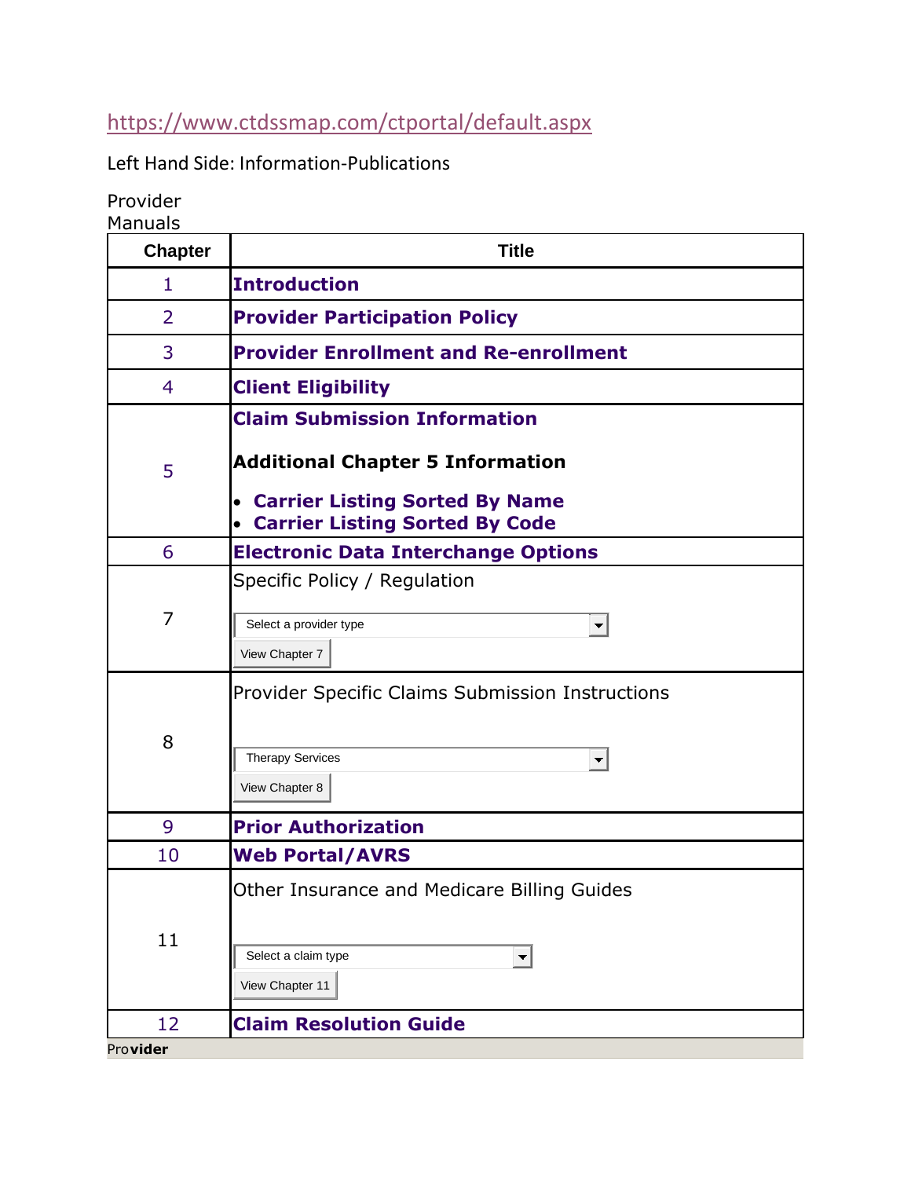https://www.ctdssmap.com/ctportal/default.aspx

Left Hand Side: Information-Publications

Provider Manuals

| Chapter | Title |
|---|---|
| 1 | **Introduction** |
| 2 | **Provider Participation Policy** |
| 3 | **Provider Enrollment and Re-enrollment** |
| 4 | **Client Eligibility** |
| 5 | **Claim Submission Information**<br><br>**Additional Chapter 5 Information**<br><br>• **Carrier Listing Sorted By Name**<br>• **Carrier Listing Sorted By Code** |
| 6 | **Electronic Data Interchange Options** |
| 7 | Specific Policy / Regulation<br><br>Select a provider type<br>View Chapter 7 |
| 8 | Provider Specific Claims Submission Instructions<br><br>Therapy Services<br>View Chapter 8 |
| 9 | **Prior Authorization** |
| 10 | **Web Portal/AVRS** |
| 11 | Other Insurance and Medicare Billing Guides<br><br>Select a claim type<br>View Chapter 11 |
| 12 | **Claim Resolution Guide** |

Pro**vider**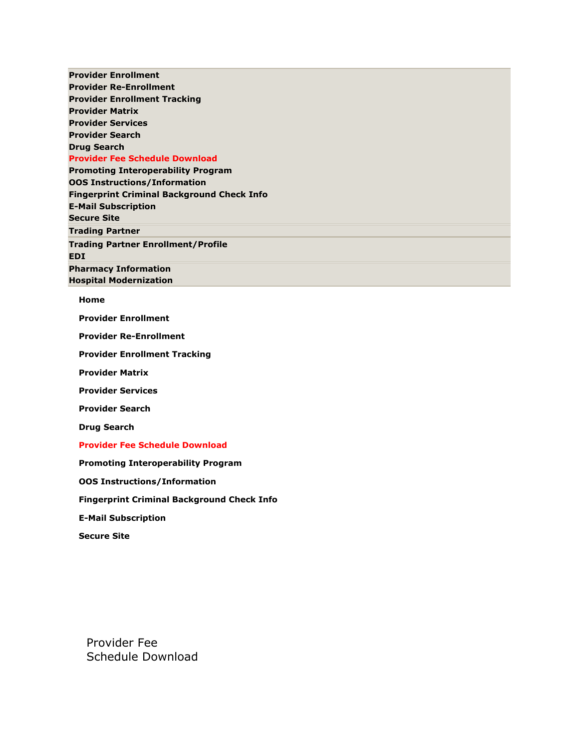**Provider Enrollment**
**Provider Re-Enrollment**
**Provider Enrollment Tracking**
**Provider Matrix**
**Provider Services**
**Provider Search**
**Drug Search**
**Provider Fee Schedule Download**
**Promoting Interoperability Program**
**OOS Instructions/Information**
**Fingerprint Criminal Background Check Info**
**E-Mail Subscription**
**Secure Site**

**Trading Partner**

**Trading Partner Enrollment/Profile**
**EDI**

**Pharmacy Information**
**Hospital Modernization**

**Home**

**Provider Enrollment**

**Provider Re-Enrollment**

**Provider Enrollment Tracking**

**Provider Matrix**

**Provider Services**

**Provider Search**

**Drug Search**

**Provider Fee Schedule Download**

**Promoting Interoperability Program**

**OOS Instructions/Information**

**Fingerprint Criminal Background Check Info**

**E-Mail Subscription**

**Secure Site**

Provider Fee Schedule Download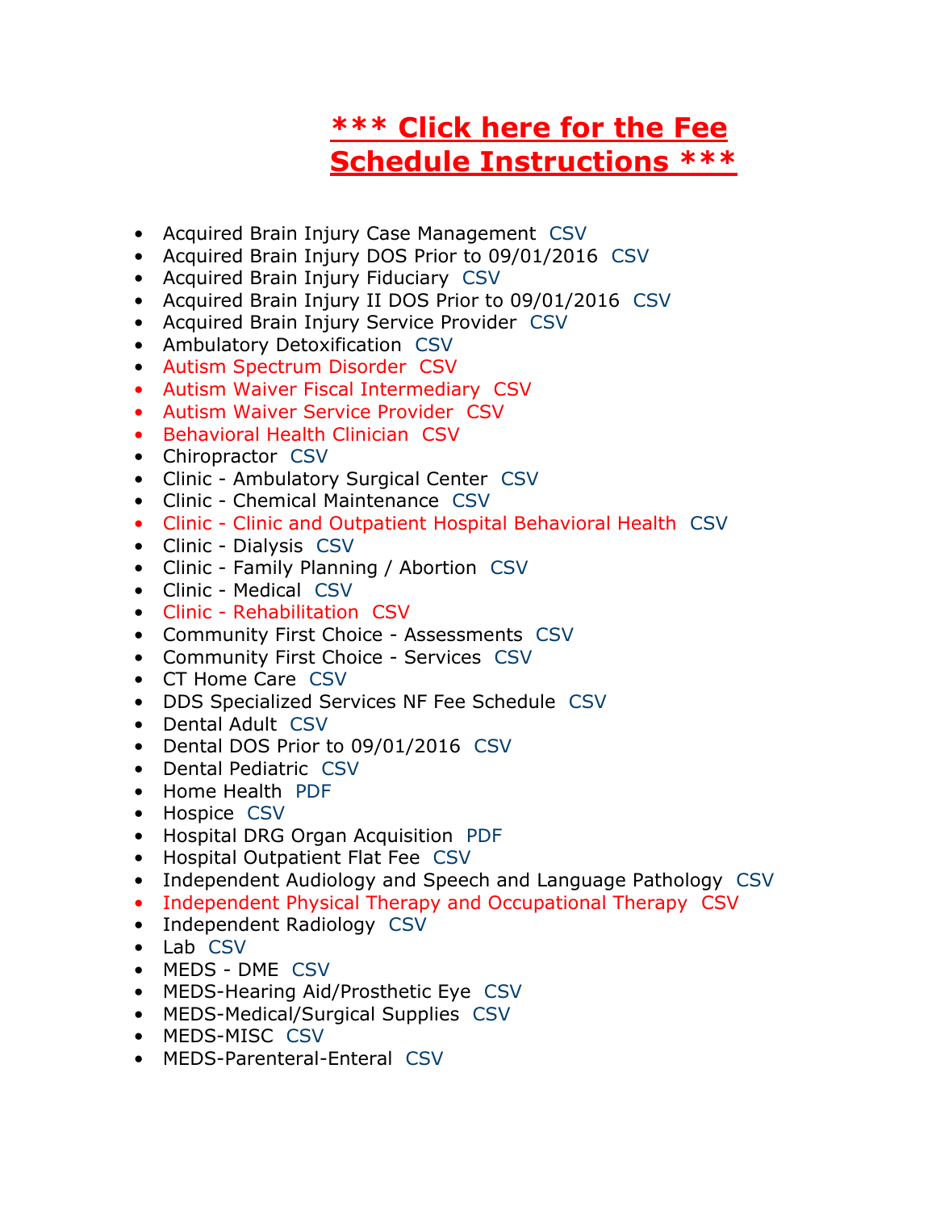**\*\*\* Click here for the Fee Schedule Instructions \*\*\***

- Acquired Brain Injury Case Management CSV
- Acquired Brain Injury DOS Prior to 09/01/2016 CSV
- Acquired Brain Injury Fiduciary CSV
- Acquired Brain Injury II DOS Prior to 09/01/2016 CSV
- Acquired Brain Injury Service Provider CSV
- Ambulatory Detoxification CSV
- Autism Spectrum Disorder CSV
- Autism Waiver Fiscal Intermediary CSV
- Autism Waiver Service Provider CSV
- Behavioral Health Clinician CSV
- Chiropractor CSV
- Clinic - Ambulatory Surgical Center CSV
- Clinic - Chemical Maintenance CSV
- Clinic - Clinic and Outpatient Hospital Behavioral Health CSV
- Clinic - Dialysis CSV
- Clinic - Family Planning / Abortion CSV
- Clinic - Medical CSV
- Clinic - Rehabilitation CSV
- Community First Choice - Assessments CSV
- Community First Choice - Services CSV
- CT Home Care CSV
- DDS Specialized Services NF Fee Schedule CSV
- Dental Adult CSV
- Dental DOS Prior to 09/01/2016 CSV
- Dental Pediatric CSV
- Home Health PDF
- Hospice CSV
- Hospital DRG Organ Acquisition PDF
- Hospital Outpatient Flat Fee CSV
- Independent Audiology and Speech and Language Pathology CSV
- Independent Physical Therapy and Occupational Therapy CSV
- Independent Radiology CSV
- Lab CSV
- MEDS - DME CSV
- MEDS-Hearing Aid/Prosthetic Eye CSV
- MEDS-Medical/Surgical Supplies CSV
- MEDS-MISC CSV
- MEDS-Parenteral-Enteral CSV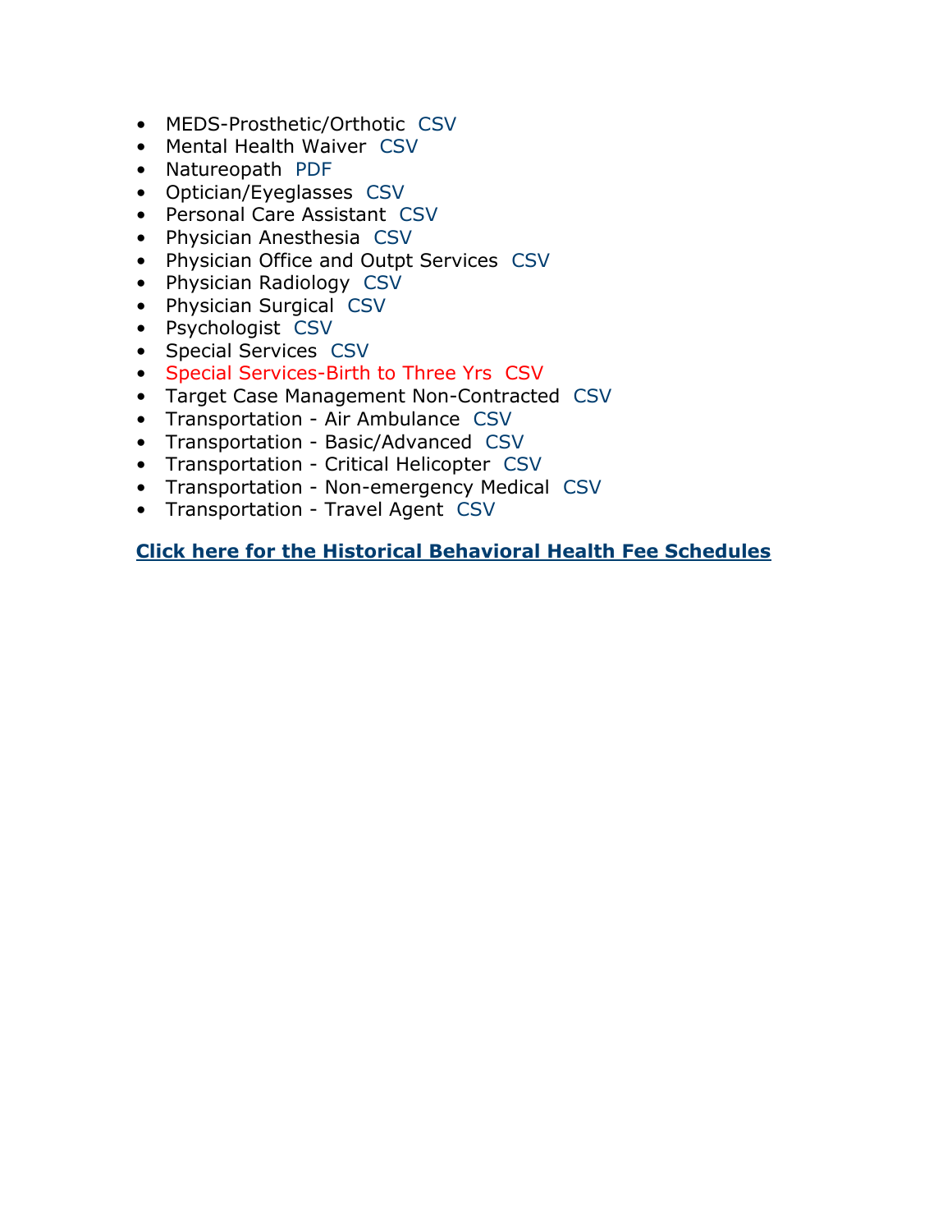- MEDS-Prosthetic/Orthotic CSV
- Mental Health Waiver CSV
- Natureopath PDF
- Optician/Eyeglasses CSV
- Personal Care Assistant CSV
- Physician Anesthesia CSV
- Physician Office and Outpt Services CSV
- Physician Radiology CSV
- Physician Surgical CSV
- Psychologist CSV
- Special Services CSV
- Special Services-Birth to Three Yrs CSV
- Target Case Management Non-Contracted CSV
- Transportation - Air Ambulance CSV
- Transportation - Basic/Advanced CSV
- Transportation - Critical Helicopter CSV
- Transportation - Non-emergency Medical CSV
- Transportation - Travel Agent CSV

**Click here for the Historical Behavioral Health Fee Schedules**